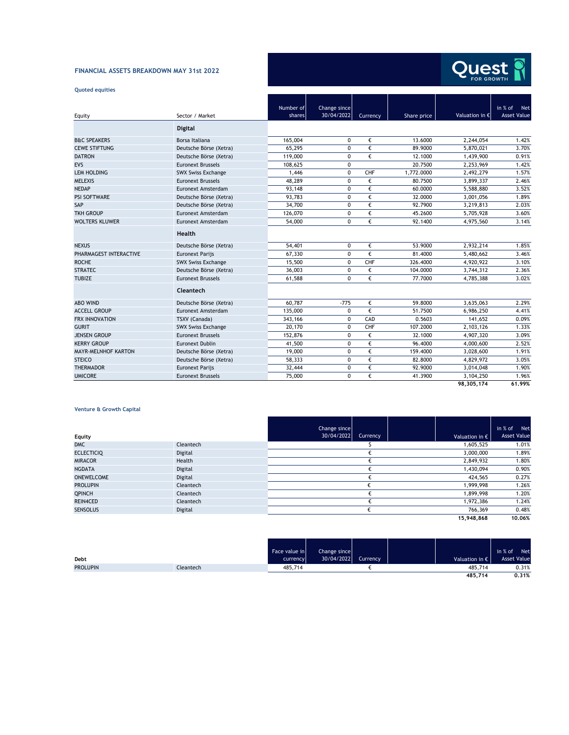# FINANCIAL ASSETS BREAKDOWN MAY 31st 2022

Quest FOR GROWTH

## Quoted equities

| Equity | Sector / Market | Number of shares | Change since 30/04/2022 | Currency | Share price | Valuation in € | in % of Net Asset Value |
|---|---|---|---|---|---|---|---|
| | **Digital** | | | | | | |
| B&C SPEAKERS | Borsa Italiana | 165,004 | 0 | € | 13.6000 | 2,244,054 | 1.42% |
| CEWE STIFTUNG | Deutsche Börse (Xetra) | 65,295 | 0 | € | 89.9000 | 5,870,021 | 3.70% |
| DATRON | Deutsche Börse (Xetra) | 119,000 | 0 | € | 12.1000 | 1,439,900 | 0.91% |
| EVS | Euronext Brussels | 108,625 | 0 | | 20.7500 | 2,253,969 | 1.42% |
| LEM HOLDING | SWX Swiss Exchange | 1,446 | 0 | CHF | 1,772.0000 | 2,492,279 | 1.57% |
| MELEXIS | Euronext Brussels | 48,289 | 0 | € | 80.7500 | 3,899,337 | 2.46% |
| NEDAP | Euronext Amsterdam | 93,148 | 0 | € | 60.0000 | 5,588,880 | 3.52% |
| PSI SOFTWARE | Deutsche Börse (Xetra) | 93,783 | 0 | € | 32.0000 | 3,001,056 | 1.89% |
| SAP | Deutsche Börse (Xetra) | 34,700 | 0 | € | 92.7900 | 3,219,813 | 2.03% |
| TKH GROUP | Euronext Amsterdam | 126,070 | 0 | € | 45.2600 | 5,705,928 | 3.60% |
| WOLTERS KLUWER | Euronext Amsterdam | 54,000 | 0 | € | 92.1400 | 4,975,560 | 3.14% |
| | **Health** | | | | | | |
| NEXUS | Deutsche Börse (Xetra) | 54,401 | 0 | € | 53.9000 | 2,932,214 | 1.85% |
| PHARMAGEST INTERACTIVE | Euronext Parijs | 67,330 | 0 | € | 81.4000 | 5,480,662 | 3.46% |
| ROCHE | SWX Swiss Exchange | 15,500 | 0 | CHF | 326.4000 | 4,920,922 | 3.10% |
| STRATEC | Deutsche Börse (Xetra) | 36,003 | 0 | € | 104.0000 | 3,744,312 | 2.36% |
| TUBIZE | Euronext Brussels | 61,588 | 0 | € | 77.7000 | 4,785,388 | 3.02% |
| | **Cleantech** | | | | | | |
| ABO WIND | Deutsche Börse (Xetra) | 60,787 | -775 | € | 59.8000 | 3,635,063 | 2.29% |
| ACCELL GROUP | Euronext Amsterdam | 135,000 | 0 | € | 51.7500 | 6,986,250 | 4.41% |
| FRX INNOVATION | TSXV (Canada) | 343,166 | 0 | CAD | 0.5603 | 141,652 | 0.09% |
| GURIT | SWX Swiss Exchange | 20,170 | 0 | CHF | 107.2000 | 2,103,126 | 1.33% |
| JENSEN GROUP | Euronext Brussels | 152,876 | 0 | € | 32.1000 | 4,907,320 | 3.09% |
| KERRY GROUP | Euronext Dublin | 41,500 | 0 | € | 96.4000 | 4,000,600 | 2.52% |
| MAYR-MELNHOF KARTON | Deutsche Börse (Xetra) | 19,000 | 0 | € | 159.4000 | 3,028,600 | 1.91% |
| STEICO | Deutsche Börse (Xetra) | 58,333 | 0 | € | 82.8000 | 4,829,972 | 3.05% |
| THERMADOR | Euronext Parijs | 32,444 | 0 | € | 92.9000 | 3,014,048 | 1.90% |
| UMICORE | Euronext Brussels | 75,000 | 0 | € | 41.3900 | 3,104,250 | 1.96% |
| | | | | | | **98,305,174** | **61.99%** |

## Venture & Growth Capital

| Equity | | Change since 30/04/2022 | Currency | Valuation in € | in % of Net Asset Value |
|---|---|---|---|---|---|
| DMC | Cleantech | | $ | 1,605,525 | 1.01% |
| ECLECTICIQ | Digital | | € | 3,000,000 | 1.89% |
| MIRACOR | Health | | € | 2,849,932 | 1.80% |
| NGDATA | Digital | | € | 1,430,094 | 0.90% |
| ONEWELCOME | Digital | | € | 424,565 | 0.27% |
| PROLUPIN | Cleantech | | € | 1,999,998 | 1.26% |
| QPINCH | Cleantech | | € | 1,899,998 | 1.20% |
| REIN4CED | Cleantech | | € | 1,972,386 | 1.24% |
| SENSOLUS | Digital | | € | 766,369 | 0.48% |
| | | | | **15,948,868** | **10.06%** |

| Debt | | Face value in currency | Change since 30/04/2022 | Currency | Valuation in € | in % of Net Asset Value |
|---|---|---|---|---|---|---|
| PROLUPIN | Cleantech | 485,714 | | € | 485,714 | 0.31% |
| | | | | | **485,714** | **0.31%** |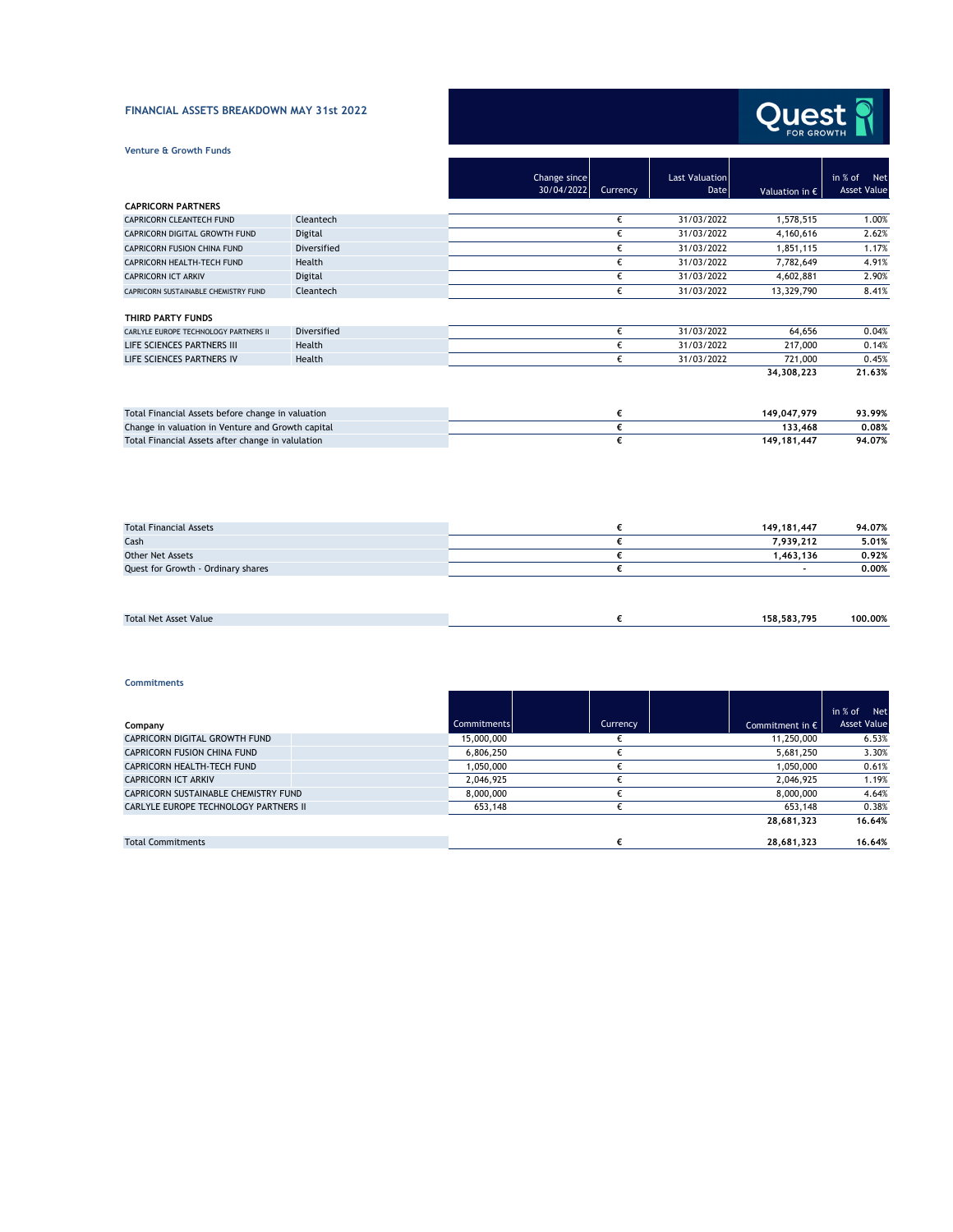## FINANCIAL ASSETS BREAKDOWN MAY 31st 2022

Quest FOR GROWTH

### Venture & Growth Funds

| | | Change since 30/04/2022 | Currency | Last Valuation Date | Valuation in € | in % of Net Asset Value |
|---|---|---|---|---|---|---|
| **CAPRICORN PARTNERS** | | | | | | |
| CAPRICORN CLEANTECH FUND | Cleantech | | € | 31/03/2022 | 1,578,515 | 1.00% |
| CAPRICORN DIGITAL GROWTH FUND | Digital | | € | 31/03/2022 | 4,160,616 | 2.62% |
| CAPRICORN FUSION CHINA FUND | Diversified | | € | 31/03/2022 | 1,851,115 | 1.17% |
| CAPRICORN HEALTH-TECH FUND | Health | | € | 31/03/2022 | 7,782,649 | 4.91% |
| CAPRICORN ICT ARKIV | Digital | | € | 31/03/2022 | 4,602,881 | 2.90% |
| CAPRICORN SUSTAINABLE CHEMISTRY FUND | Cleantech | | € | 31/03/2022 | 13,329,790 | 8.41% |
| **THIRD PARTY FUNDS** | | | | | | |
| CARLYLE EUROPE TECHNOLOGY PARTNERS II | Diversified | | € | 31/03/2022 | 64,656 | 0.04% |
| LIFE SCIENCES PARTNERS III | Health | | € | 31/03/2022 | 217,000 | 0.14% |
| LIFE SCIENCES PARTNERS IV | Health | | € | 31/03/2022 | 721,000 | 0.45% |
| | | | | | **34,308,223** | **21.63%** |

| | Currency | Amount | % |
|---|---|---|---|
| Total Financial Assets before change in valuation | € | **149,047,979** | **93.99%** |
| Change in valuation in Venture and Growth capital | € | **133,468** | **0.08%** |
| Total Financial Assets after change in valulation | € | **149,181,447** | **94.07%** |

| | Currency | Amount | % |
|---|---|---|---|
| Total Financial Assets | € | **149,181,447** | **94.07%** |
| Cash | € | **7,939,212** | **5.01%** |
| Other Net Assets | € | **1,463,136** | **0.92%** |
| Quest for Growth - Ordinary shares | € | **-** | **0.00%** |
| Total Net Asset Value | € | **158,583,795** | **100.00%** |

### Commitments

| Company | Commitments | Currency | Commitment in € | in % of Net Asset Value |
|---|---|---|---|---|
| CAPRICORN DIGITAL GROWTH FUND | 15,000,000 | € | 11,250,000 | 6.53% |
| CAPRICORN FUSION CHINA FUND | 6,806,250 | € | 5,681,250 | 3.30% |
| CAPRICORN HEALTH-TECH FUND | 1,050,000 | € | 1,050,000 | 0.61% |
| CAPRICORN ICT ARKIV | 2,046,925 | € | 2,046,925 | 1.19% |
| CAPRICORN SUSTAINABLE CHEMISTRY FUND | 8,000,000 | € | 8,000,000 | 4.64% |
| CARLYLE EUROPE TECHNOLOGY PARTNERS II | 653,148 | € | 653,148 | 0.38% |
| | | | **28,681,323** | **16.64%** |
| Total Commitments | | € | **28,681,323** | **16.64%** |